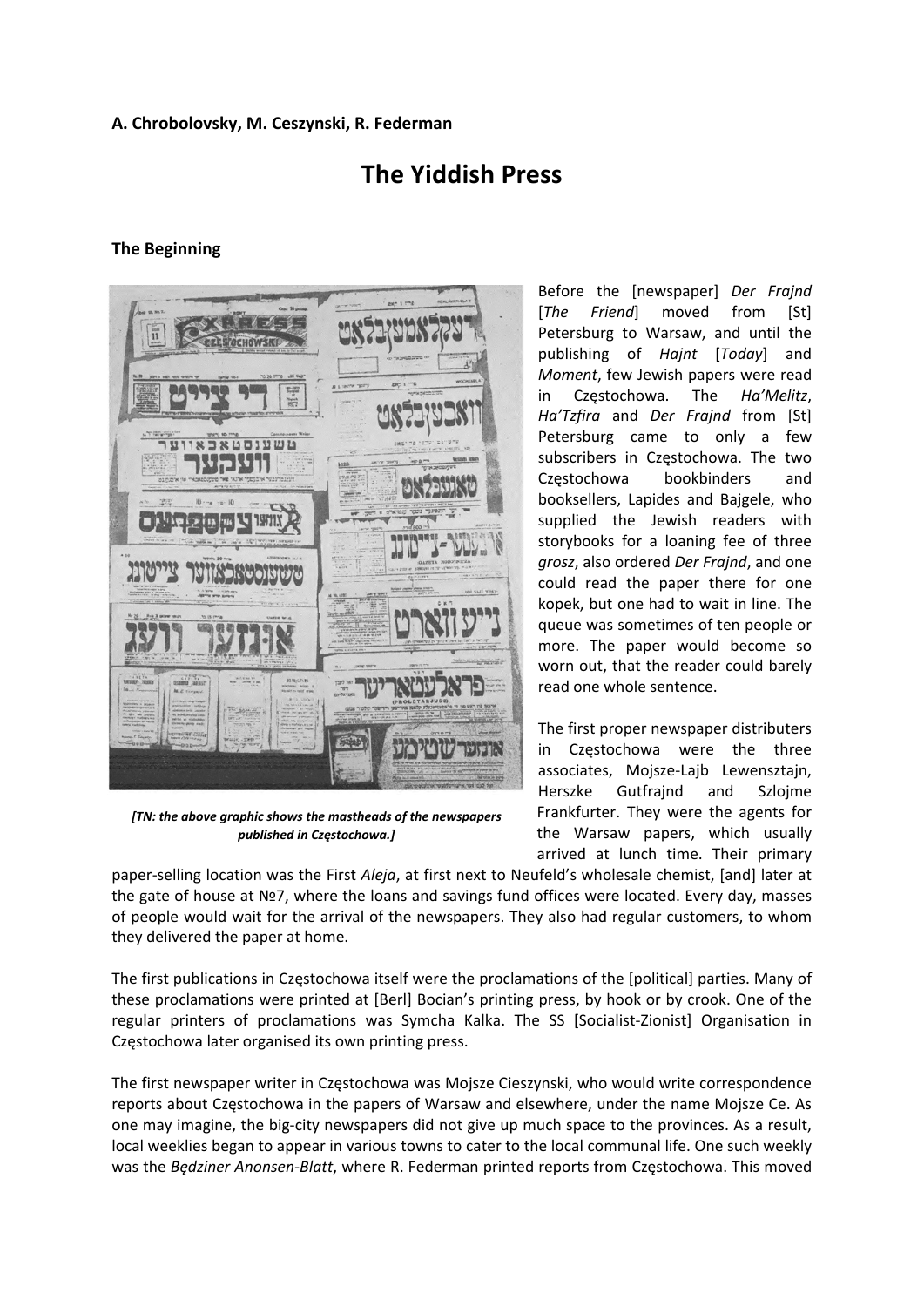**A. Chrobolovsky, M. Ceszynski, R. Federman**

# The Yiddish Press

### The Beginning

*[TN: the above graphic shows the mastheads of the newspapers published in Częstochowa.]*

Before the [newspaper] *Der Frajnd* [*The Friend*] moved from [St] Petersburg to Warsaw, and until the publishing of *Hajnt* [*Today*] and *Moment*, few Jewish papers were read in Częstochowa. The *Ha'Melitz*, *Ha'Tzfira* and *Der Frajnd* from [St] Petersburg came to only a few subscribers in Częstochowa. The two Częstochowa bookbinders and booksellers, Lapides and Bajgele, who supplied the Jewish readers with storybooks for a loaning fee of three *grosz*, also ordered *Der Frajnd*, and one could read the paper there for one kopek, but one had to wait in line. The queue was sometimes of ten people or more. The paper would become so worn out, that the reader could barely read one whole sentence.

The first proper newspaper distributers in Częstochowa were the three associates, Mojsze-Lajb Lewensztajn, Herszke Gutfrajnd and Szlojme Frankfurter. They were the agents for the Warsaw papers, which usually arrived at lunch time. Their primary paper-selling location was the First *Aleja*, at first next to Neufeld's wholesale chemist, [and] later at the gate of house at №7, where the loans and savings fund offices were located. Every day, masses of people would wait for the arrival of the newspapers. They also had regular customers, to whom they delivered the paper at home.

The first publications in Częstochowa itself were the proclamations of the [political] parties. Many of these proclamations were printed at [Berl] Bocian's printing press, by hook or by crook. One of the regular printers of proclamations was Symcha Kalka. The SS [Socialist-Zionist] Organisation in Częstochowa later organised its own printing press.

The first newspaper writer in Częstochowa was Mojsze Cieszynski, who would write correspondence reports about Częstochowa in the papers of Warsaw and elsewhere, under the name Mojsze Ce. As one may imagine, the big-city newspapers did not give up much space to the provinces. As a result, local weeklies began to appear in various towns to cater to the local communal life. One such weekly was the *Będziner Anonsen-Blatt*, where R. Federman printed reports from Częstochowa. This moved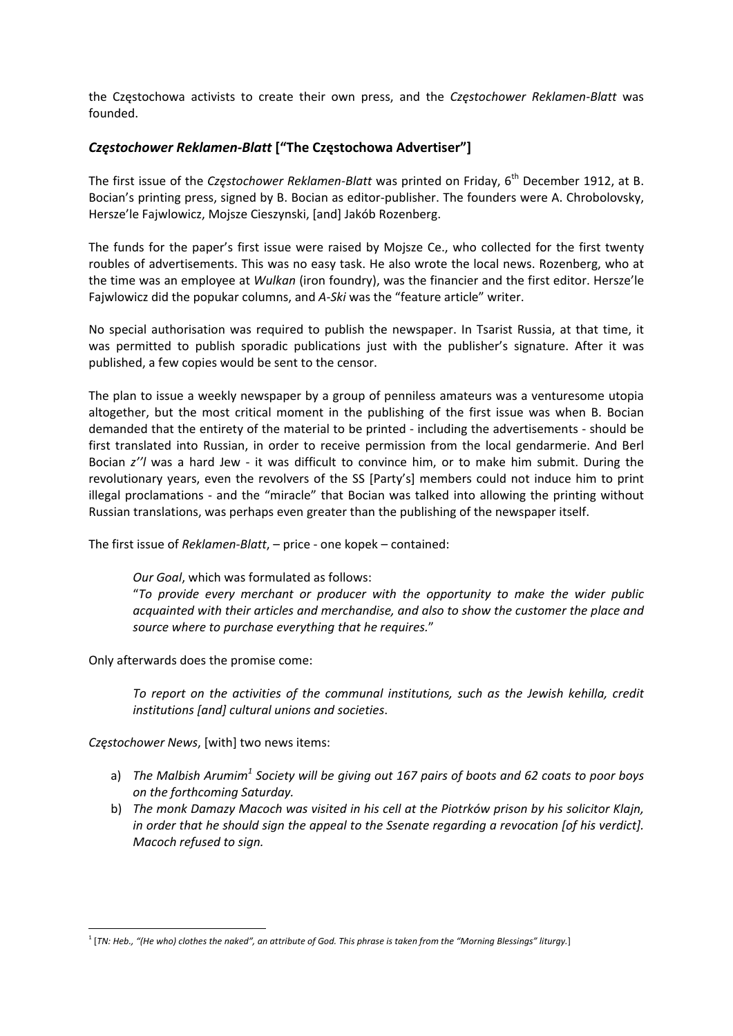the Częstochowa activists to create their own press, and the *Częstochower Reklamen-Blatt* was founded.

### *Częstochower Reklamen-Blatt* ["The Częstochowa Advertiser"]

The first issue of the *Częstochower Reklamen-Blatt* was printed on Friday, 6th December 1912, at B. Bocian's printing press, signed by B. Bocian as editor-publisher. The founders were A. Chrobolovsky, Hersze'le Fajwlowicz, Mojsze Cieszynski, [and] Jakób Rozenberg.

The funds for the paper's first issue were raised by Mojsze Ce., who collected for the first twenty roubles of advertisements. This was no easy task. He also wrote the local news. Rozenberg, who at the time was an employee at *Wulkan* (iron foundry), was the financier and the first editor. Hersze'le Fajwlowicz did the popukar columns, and *A-Ski* was the "feature article" writer.

No special authorisation was required to publish the newspaper. In Tsarist Russia, at that time, it was permitted to publish sporadic publications just with the publisher's signature. After it was published, a few copies would be sent to the censor.

The plan to issue a weekly newspaper by a group of penniless amateurs was a venturesome utopia altogether, but the most critical moment in the publishing of the first issue was when B. Bocian demanded that the entirety of the material to be printed - including the advertisements - should be first translated into Russian, in order to receive permission from the local gendarmerie. And Berl Bocian *z''l* was a hard Jew - it was difficult to convince him, or to make him submit. During the revolutionary years, even the revolvers of the SS [Party's] members could not induce him to print illegal proclamations - and the "miracle" that Bocian was talked into allowing the printing without Russian translations, was perhaps even greater than the publishing of the newspaper itself.

The first issue of *Reklamen-Blatt*, – price - one kopek – contained:

> *Our Goal*, which was formulated as follows:
> "*To provide every merchant or producer with the opportunity to make the wider public acquainted with their articles and merchandise, and also to show the customer the place and source where to purchase everything that he requires.*"

Only afterwards does the promise come:

> *To report on the activities of the communal institutions, such as the Jewish kehilla, credit institutions [and] cultural unions and societies.*

*Częstochower News*, [with] two news items:

a) *The Malbish Arumim[1] Society will be giving out 167 pairs of boots and 62 coats to poor boys on the forthcoming Saturday.*
b) *The monk Damazy Macoch was visited in his cell at the Piotrków prison by his solicitor Klajn, in order that he should sign the appeal to the Ssenate regarding a revocation [of his verdict]. Macoch refused to sign.*

---

[1] [*TN: Heb., "(He who) clothes the naked", an attribute of God. This phrase is taken from the "Morning Blessings" liturgy.*]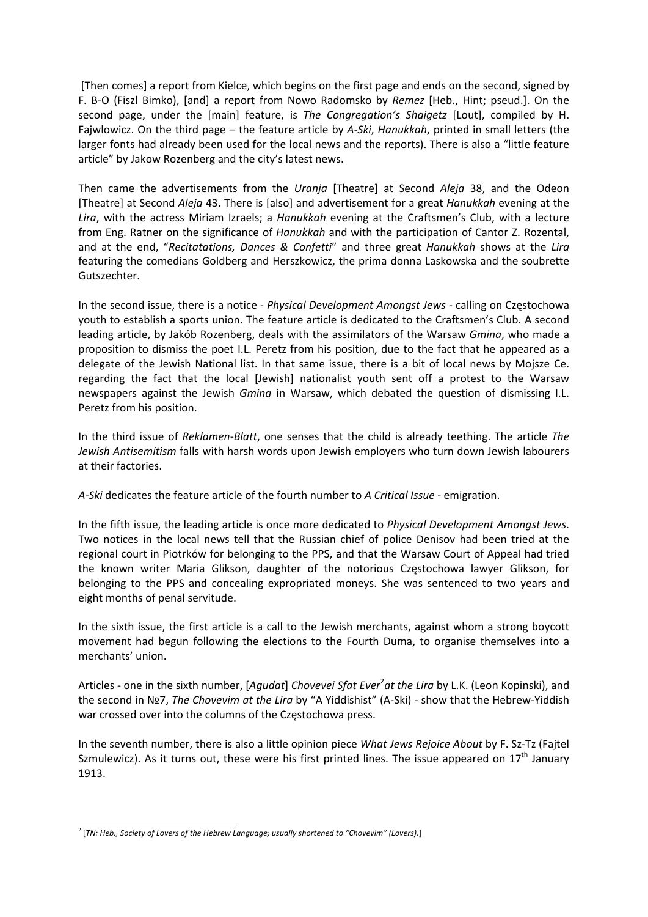[Then comes] a report from Kielce, which begins on the first page and ends on the second, signed by F. B-O (Fiszl Bimko), [and] a report from Nowo Radomsko by *Remez* [Heb., Hint; pseud.]. On the second page, under the [main] feature, is *The Congregation's Shaigetz* [Lout], compiled by H. Fajwlowicz. On the third page – the feature article by *A-Ski*, *Hanukkah*, printed in small letters (the larger fonts had already been used for the local news and the reports). There is also a "little feature article" by Jakow Rozenberg and the city's latest news.

Then came the advertisements from the *Uranja* [Theatre] at Second *Aleja* 38, and the Odeon [Theatre] at Second *Aleja* 43. There is [also] and advertisement for a great *Hanukkah* evening at the *Lira*, with the actress Miriam Izraels; a *Hanukkah* evening at the Craftsmen's Club, with a lecture from Eng. Ratner on the significance of *Hanukkah* and with the participation of Cantor Z. Rozental, and at the end, "*Recitatations, Dances & Confetti*" and three great *Hanukkah* shows at the *Lira* featuring the comedians Goldberg and Herszkowicz, the prima donna Laskowska and the soubrette Gutszechter.

In the second issue, there is a notice - *Physical Development Amongst Jews* - calling on Częstochowa youth to establish a sports union. The feature article is dedicated to the Craftsmen's Club. A second leading article, by Jakób Rozenberg, deals with the assimilators of the Warsaw *Gmina*, who made a proposition to dismiss the poet I.L. Peretz from his position, due to the fact that he appeared as a delegate of the Jewish National list. In that same issue, there is a bit of local news by Mojsze Ce. regarding the fact that the local [Jewish] nationalist youth sent off a protest to the Warsaw newspapers against the Jewish *Gmina* in Warsaw, which debated the question of dismissing I.L. Peretz from his position.

In the third issue of *Reklamen-Blatt*, one senses that the child is already teething. The article *The Jewish Antisemitism* falls with harsh words upon Jewish employers who turn down Jewish labourers at their factories.

*A-Ski* dedicates the feature article of the fourth number to *A Critical Issue* - emigration.

In the fifth issue, the leading article is once more dedicated to *Physical Development Amongst Jews*. Two notices in the local news tell that the Russian chief of police Denisov had been tried at the regional court in Piotrków for belonging to the PPS, and that the Warsaw Court of Appeal had tried the known writer Maria Glikson, daughter of the notorious Częstochowa lawyer Glikson, for belonging to the PPS and concealing expropriated moneys. She was sentenced to two years and eight months of penal servitude.

In the sixth issue, the first article is a call to the Jewish merchants, against whom a strong boycott movement had begun following the elections to the Fourth Duma, to organise themselves into a merchants' union.

Articles - one in the sixth number, [*Agudat*] *Chovevei Sfat Ever*[2] *at the Lira* by L.K. (Leon Kopinski), and the second in №7, *The Chovevim at the Lira* by "A Yiddishist" (A-Ski) - show that the Hebrew-Yiddish war crossed over into the columns of the Częstochowa press.

In the seventh number, there is also a little opinion piece *What Jews Rejoice About* by F. Sz-Tz (Fajtel Szmulewicz). As it turns out, these were his first printed lines. The issue appeared on 17th January 1913.

---

[2] [*TN: Heb., Society of Lovers of the Hebrew Language; usually shortened to "Chovevim" (Lovers).*]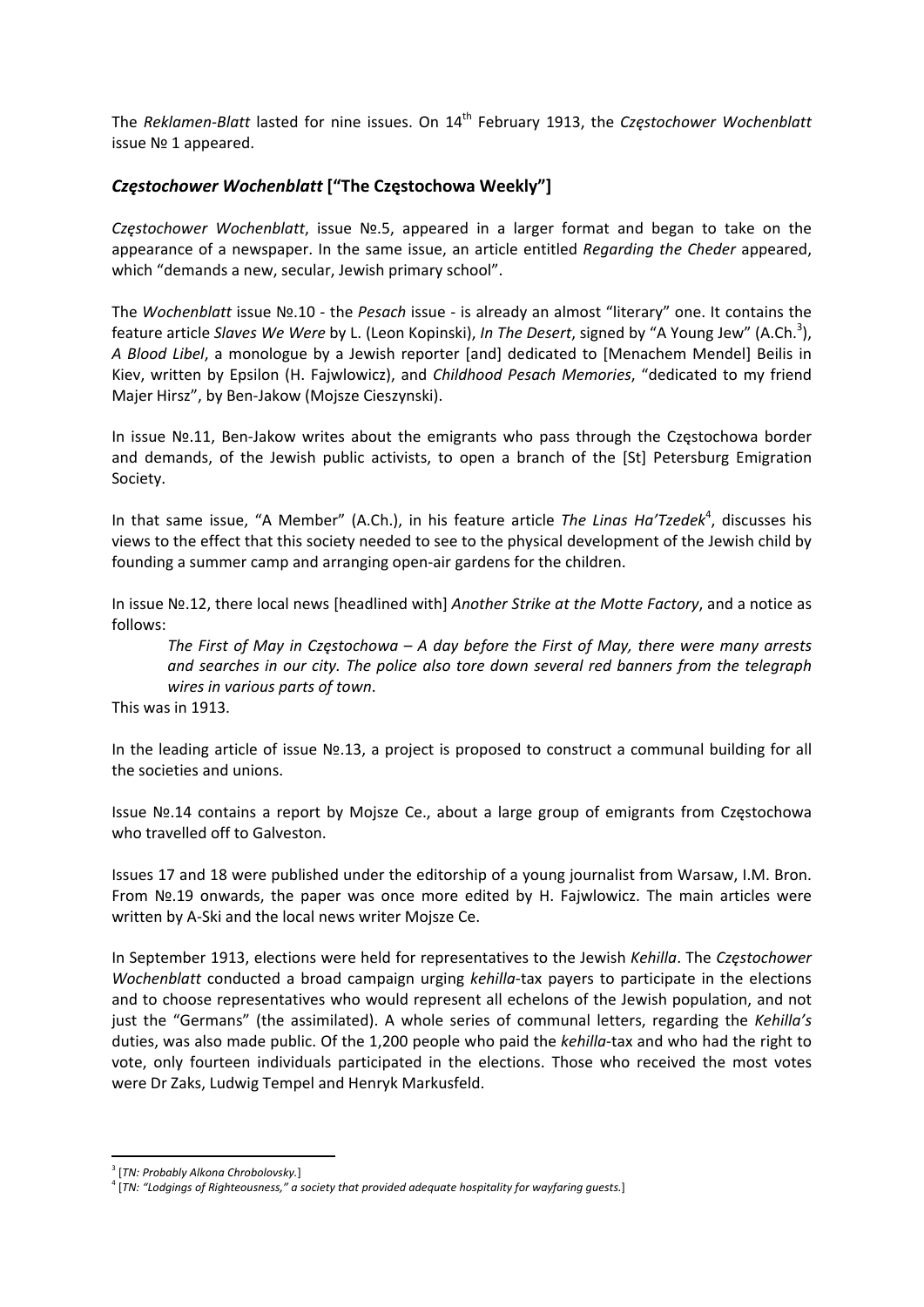The *Reklamen-Blatt* lasted for nine issues. On 14th February 1913, the *Częstochower Wochenblatt* issue № 1 appeared.

### *Częstochower Wochenblatt* ["The Częstochowa Weekly"]

*Częstochower Wochenblatt*, issue №.5, appeared in a larger format and began to take on the appearance of a newspaper. In the same issue, an article entitled *Regarding the Cheder* appeared, which "demands a new, secular, Jewish primary school".

The *Wochenblatt* issue №.10 - the *Pesach* issue - is already an almost "literary" one. It contains the feature article *Slaves We Were* by L. (Leon Kopinski), *In The Desert*, signed by "A Young Jew" (A.Ch.[3]), *A Blood Libel*, a monologue by a Jewish reporter [and] dedicated to [Menachem Mendel] Beilis in Kiev, written by Epsilon (H. Fajwlowicz), and *Childhood Pesach Memories*, "dedicated to my friend Majer Hirsz", by Ben-Jakow (Mojsze Cieszynski).

In issue №.11, Ben-Jakow writes about the emigrants who pass through the Częstochowa border and demands, of the Jewish public activists, to open a branch of the [St] Petersburg Emigration Society.

In that same issue, "A Member" (A.Ch.), in his feature article *The Linas Ha'Tzedek*[4], discusses his views to the effect that this society needed to see to the physical development of the Jewish child by founding a summer camp and arranging open-air gardens for the children.

In issue №.12, there local news [headlined with] *Another Strike at the Motte Factory*, and a notice as follows:

> *The First of May in Częstochowa – A day before the First of May, there were many arrests and searches in our city. The police also tore down several red banners from the telegraph wires in various parts of town.*

This was in 1913.

In the leading article of issue №.13, a project is proposed to construct a communal building for all the societies and unions.

Issue №.14 contains a report by Mojsze Ce., about a large group of emigrants from Częstochowa who travelled off to Galveston.

Issues 17 and 18 were published under the editorship of a young journalist from Warsaw, I.M. Bron. From №.19 onwards, the paper was once more edited by H. Fajwlowicz. The main articles were written by A-Ski and the local news writer Mojsze Ce.

In September 1913, elections were held for representatives to the Jewish *Kehilla*. The *Częstochower Wochenblatt* conducted a broad campaign urging *kehilla*-tax payers to participate in the elections and to choose representatives who would represent all echelons of the Jewish population, and not just the "Germans" (the assimilated). A whole series of communal letters, regarding the *Kehilla's* duties, was also made public. Of the 1,200 people who paid the *kehilla*-tax and who had the right to vote, only fourteen individuals participated in the elections. Those who received the most votes were Dr Zaks, Ludwig Tempel and Henryk Markusfeld.

---

[3] [*TN: Probably Alkona Chrobolovsky.*]

[4] [*TN: "Lodgings of Righteousness," a society that provided adequate hospitality for wayfaring guests.*]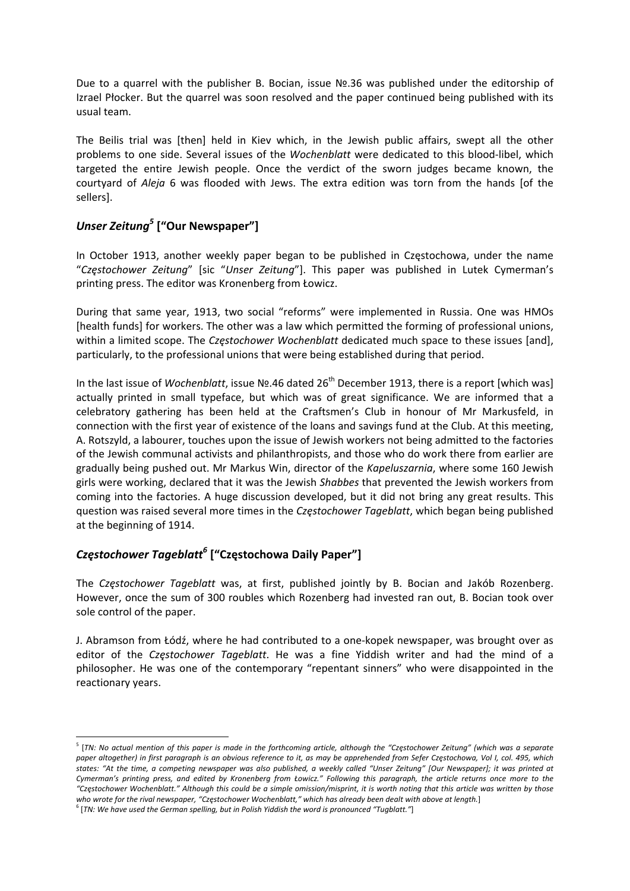Due to a quarrel with the publisher B. Bocian, issue №.36 was published under the editorship of Izrael Płocker. But the quarrel was soon resolved and the paper continued being published with its usual team.

The Beilis trial was [then] held in Kiev which, in the Jewish public affairs, swept all the other problems to one side. Several issues of the *Wochenblatt* were dedicated to this blood-libel, which targeted the entire Jewish people. Once the verdict of the sworn judges became known, the courtyard of *Aleja* 6 was flooded with Jews. The extra edition was torn from the hands [of the sellers].

## *Unser Zeitung*[5] ["Our Newspaper"]

In October 1913, another weekly paper began to be published in Częstochowa, under the name "*Częstochower Zeitung*" [sic "*Unser Zeitung*"]. This paper was published in Lutek Cymerman's printing press. The editor was Kronenberg from Łowicz.

During that same year, 1913, two social "reforms" were implemented in Russia. One was HMOs [health funds] for workers. The other was a law which permitted the forming of professional unions, within a limited scope. The *Częstochower Wochenblatt* dedicated much space to these issues [and], particularly, to the professional unions that were being established during that period.

In the last issue of *Wochenblatt*, issue №.46 dated 26th December 1913, there is a report [which was] actually printed in small typeface, but which was of great significance. We are informed that a celebratory gathering has been held at the Craftsmen's Club in honour of Mr Markusfeld, in connection with the first year of existence of the loans and savings fund at the Club. At this meeting, A. Rotszyld, a labourer, touches upon the issue of Jewish workers not being admitted to the factories of the Jewish communal activists and philanthropists, and those who do work there from earlier are gradually being pushed out. Mr Markus Win, director of the *Kapeluszarnia*, where some 160 Jewish girls were working, declared that it was the Jewish *Shabbes* that prevented the Jewish workers from coming into the factories. A huge discussion developed, but it did not bring any great results. This question was raised several more times in the *Częstochower Tageblatt*, which began being published at the beginning of 1914.

## *Częstochower Tageblatt*[6] ["Częstochowa Daily Paper"]

The *Częstochower Tageblatt* was, at first, published jointly by B. Bocian and Jakób Rozenberg. However, once the sum of 300 roubles which Rozenberg had invested ran out, B. Bocian took over sole control of the paper.

J. Abramson from Łódź, where he had contributed to a one-kopek newspaper, was brought over as editor of the *Częstochower Tageblatt*. He was a fine Yiddish writer and had the mind of a philosopher. He was one of the contemporary "repentant sinners" who were disappointed in the reactionary years.

---

[5] [*TN: No actual mention of this paper is made in the forthcoming article, although the "Częstochower Zeitung" (which was a separate paper altogether) in first paragraph is an obvious reference to it, as may be apprehended from Sefer Częstochowa, Vol I, col. 495, which states: "At the time, a competing newspaper was also published, a weekly called "Unser Zeitung" [Our Newspaper]; it was printed at Cymerman's printing press, and edited by Kronenberg from Łowicz." Following this paragraph, the article returns once more to the "Częstochower Wochenblatt." Although this could be a simple omission/misprint, it is worth noting that this article was written by those who wrote for the rival newspaper, "Częstochower Wochenblatt," which has already been dealt with above at length.*]

[6] [*TN: We have used the German spelling, but in Polish Yiddish the word is pronounced "Tugblatt."*]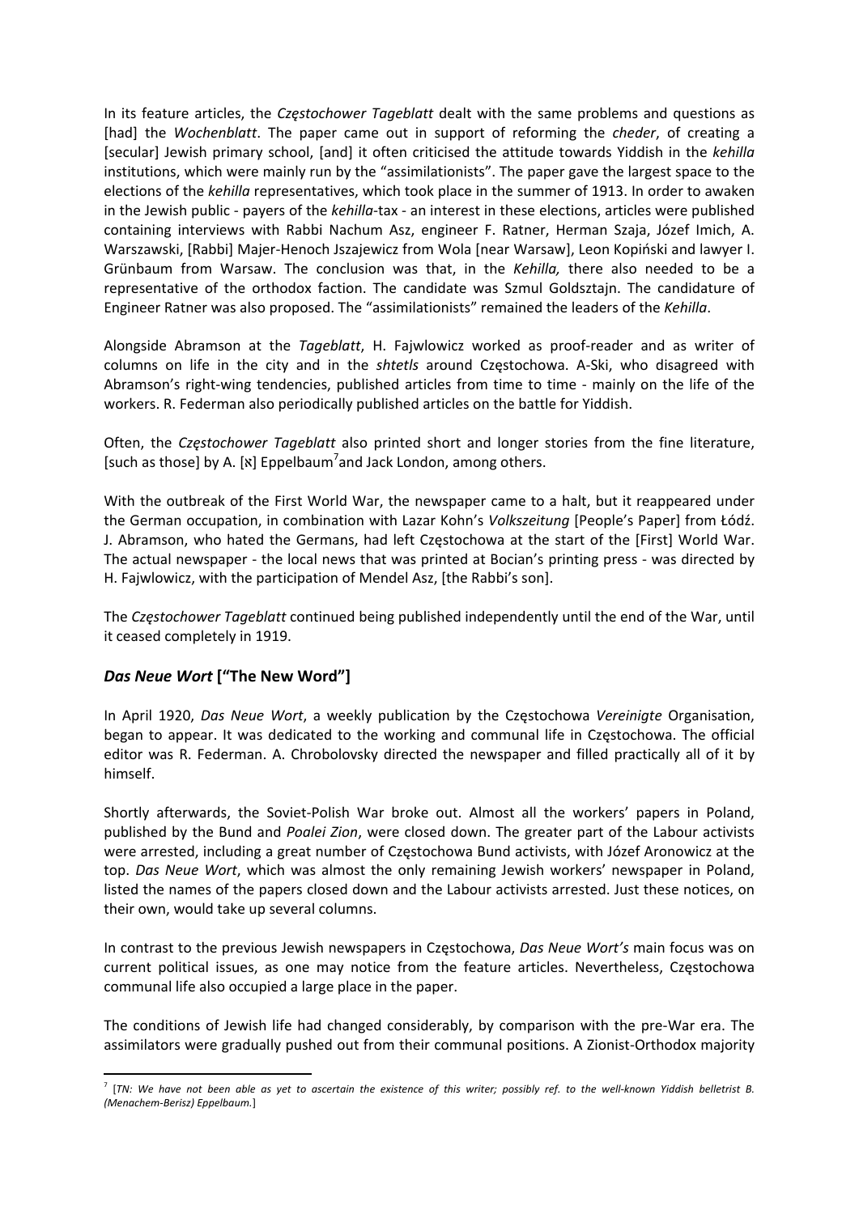In its feature articles, the *Częstochower Tageblatt* dealt with the same problems and questions as [had] the *Wochenblatt*. The paper came out in support of reforming the *cheder*, of creating a [secular] Jewish primary school, [and] it often criticised the attitude towards Yiddish in the *kehilla* institutions, which were mainly run by the "assimilationists". The paper gave the largest space to the elections of the *kehilla* representatives, which took place in the summer of 1913. In order to awaken in the Jewish public - payers of the *kehilla*-tax - an interest in these elections, articles were published containing interviews with Rabbi Nachum Asz, engineer F. Ratner, Herman Szaja, Józef Imich, A. Warszawski, [Rabbi] Majer-Henoch Jszajewicz from Wola [near Warsaw], Leon Kopiński and lawyer I. Grünbaum from Warsaw. The conclusion was that, in the *Kehilla,* there also needed to be a representative of the orthodox faction. The candidate was Szmul Goldsztajn. The candidature of Engineer Ratner was also proposed. The "assimilationists" remained the leaders of the *Kehilla*.

Alongside Abramson at the *Tageblatt*, H. Fajwlowicz worked as proof-reader and as writer of columns on life in the city and in the *shtetls* around Częstochowa. A-Ski, who disagreed with Abramson's right-wing tendencies, published articles from time to time - mainly on the life of the workers. R. Federman also periodically published articles on the battle for Yiddish.

Often, the *Częstochower Tageblatt* also printed short and longer stories from the fine literature, [such as those] by A. [א] Eppelbaum[7] and Jack London, among others.

With the outbreak of the First World War, the newspaper came to a halt, but it reappeared under the German occupation, in combination with Lazar Kohn's *Volkszeitung* [People's Paper] from Łódź. J. Abramson, who hated the Germans, had left Częstochowa at the start of the [First] World War. The actual newspaper - the local news that was printed at Bocian's printing press - was directed by H. Fajwlowicz, with the participation of Mendel Asz, [the Rabbi's son].

The *Częstochower Tageblatt* continued being published independently until the end of the War, until it ceased completely in 1919.

### *Das Neue Wort* ["The New Word"]

In April 1920, *Das Neue Wort*, a weekly publication by the Częstochowa *Vereinigte* Organisation, began to appear. It was dedicated to the working and communal life in Częstochowa. The official editor was R. Federman. A. Chrobolovsky directed the newspaper and filled practically all of it by himself.

Shortly afterwards, the Soviet-Polish War broke out. Almost all the workers' papers in Poland, published by the Bund and *Poalei Zion*, were closed down. The greater part of the Labour activists were arrested, including a great number of Częstochowa Bund activists, with Józef Aronowicz at the top. *Das Neue Wort*, which was almost the only remaining Jewish workers' newspaper in Poland, listed the names of the papers closed down and the Labour activists arrested. Just these notices, on their own, would take up several columns.

In contrast to the previous Jewish newspapers in Częstochowa, *Das Neue Wort's* main focus was on current political issues, as one may notice from the feature articles. Nevertheless, Częstochowa communal life also occupied a large place in the paper.

The conditions of Jewish life had changed considerably, by comparison with the pre-War era. The assimilators were gradually pushed out from their communal positions. A Zionist-Orthodox majority

---

[7] [*TN: We have not been able as yet to ascertain the existence of this writer; possibly ref. to the well-known Yiddish belletrist B. (Menachem-Berisz) Eppelbaum.*]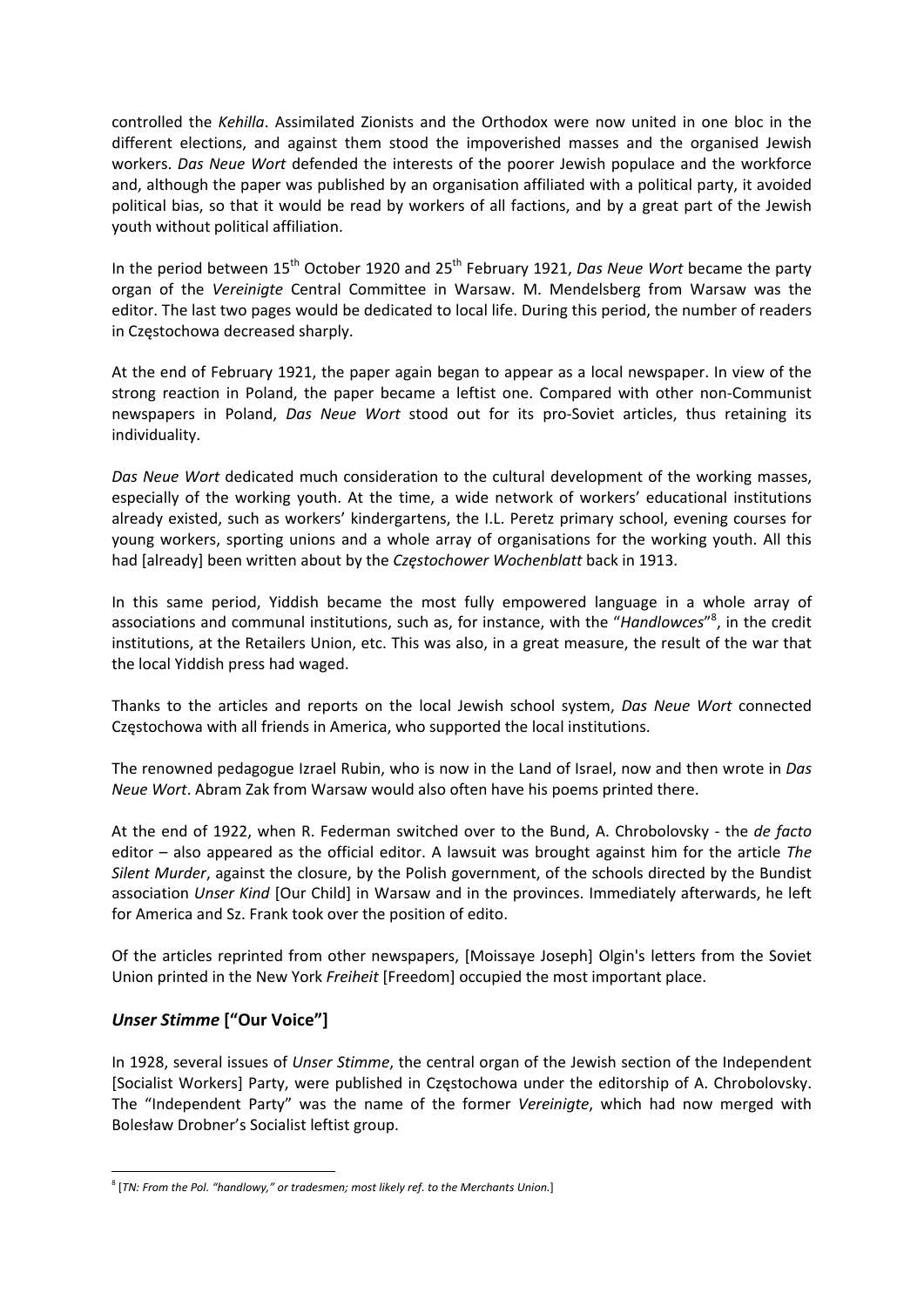controlled the *Kehilla*. Assimilated Zionists and the Orthodox were now united in one bloc in the different elections, and against them stood the impoverished masses and the organised Jewish workers. *Das Neue Wort* defended the interests of the poorer Jewish populace and the workforce and, although the paper was published by an organisation affiliated with a political party, it avoided political bias, so that it would be read by workers of all factions, and by a great part of the Jewish youth without political affiliation.

In the period between 15th October 1920 and 25th February 1921, *Das Neue Wort* became the party organ of the *Vereinigte* Central Committee in Warsaw. M. Mendelsberg from Warsaw was the editor. The last two pages would be dedicated to local life. During this period, the number of readers in Częstochowa decreased sharply.

At the end of February 1921, the paper again began to appear as a local newspaper. In view of the strong reaction in Poland, the paper became a leftist one. Compared with other non-Communist newspapers in Poland, *Das Neue Wort* stood out for its pro-Soviet articles, thus retaining its individuality.

*Das Neue Wort* dedicated much consideration to the cultural development of the working masses, especially of the working youth. At the time, a wide network of workers' educational institutions already existed, such as workers' kindergartens, the I.L. Peretz primary school, evening courses for young workers, sporting unions and a whole array of organisations for the working youth. All this had [already] been written about by the *Częstochower Wochenblatt* back in 1913.

In this same period, Yiddish became the most fully empowered language in a whole array of associations and communal institutions, such as, for instance, with the "*Handlowces*"[8], in the credit institutions, at the Retailers Union, etc. This was also, in a great measure, the result of the war that the local Yiddish press had waged.

Thanks to the articles and reports on the local Jewish school system, *Das Neue Wort* connected Częstochowa with all friends in America, who supported the local institutions.

The renowned pedagogue Izrael Rubin, who is now in the Land of Israel, now and then wrote in *Das Neue Wort*. Abram Zak from Warsaw would also often have his poems printed there.

At the end of 1922, when R. Federman switched over to the Bund, A. Chrobolovsky - the *de facto* editor – also appeared as the official editor. A lawsuit was brought against him for the article *The Silent Murder*, against the closure, by the Polish government, of the schools directed by the Bundist association *Unser Kind* [Our Child] in Warsaw and in the provinces. Immediately afterwards, he left for America and Sz. Frank took over the position of edito.

Of the articles reprinted from other newspapers, [Moissaye Joseph] Olgin's letters from the Soviet Union printed in the New York *Freiheit* [Freedom] occupied the most important place.

## *Unser Stimme* ["Our Voice"]

In 1928, several issues of *Unser Stimme*, the central organ of the Jewish section of the Independent [Socialist Workers] Party, were published in Częstochowa under the editorship of A. Chrobolovsky. The "Independent Party" was the name of the former *Vereinigte*, which had now merged with Bolesław Drobner's Socialist leftist group.

---

[8] [*TN: From the Pol. "handlowy," or tradesmen; most likely ref. to the Merchants Union.*]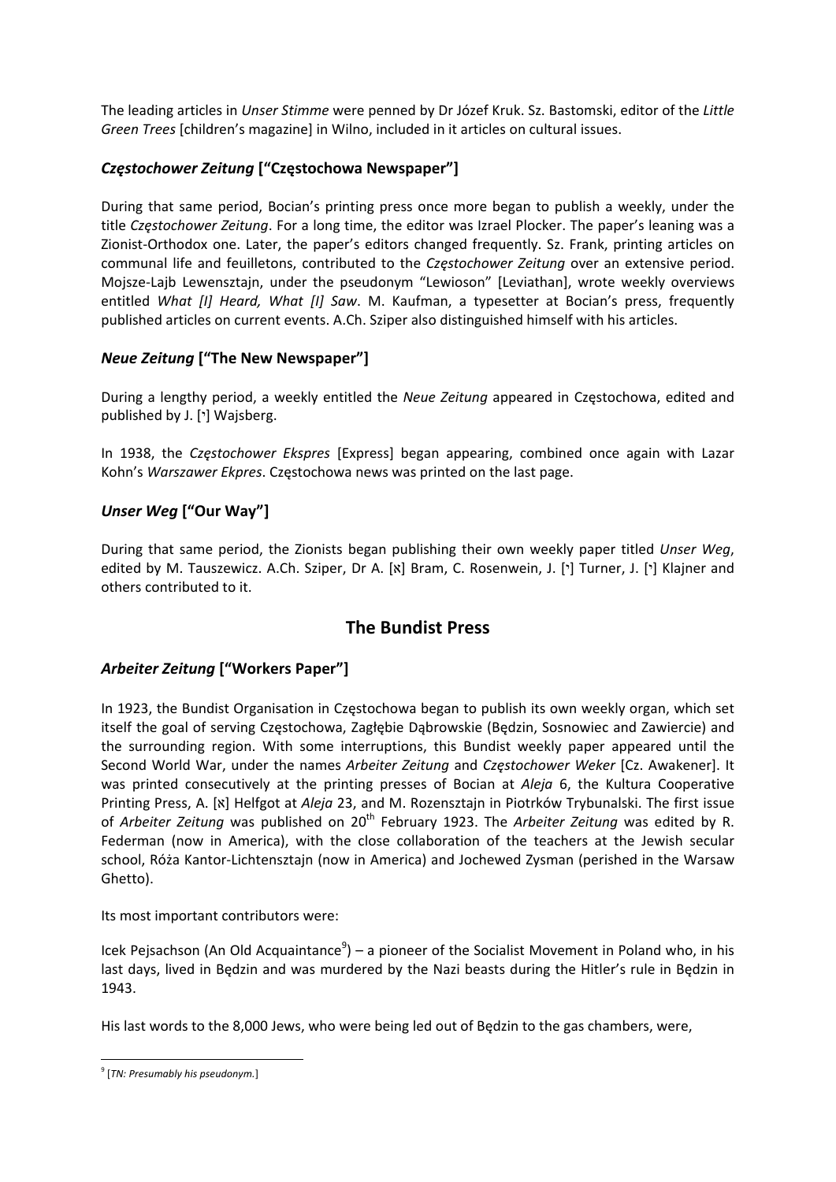The leading articles in *Unser Stimme* were penned by Dr Józef Kruk. Sz. Bastomski, editor of the *Little Green Trees* [children's magazine] in Wilno, included in it articles on cultural issues.

### *Częstochower Zeitung* ["Częstochowa Newspaper"]

During that same period, Bocian's printing press once more began to publish a weekly, under the title *Częstochower Zeitung*. For a long time, the editor was Izrael Plocker. The paper's leaning was a Zionist-Orthodox one. Later, the paper's editors changed frequently. Sz. Frank, printing articles on communal life and feuilletons, contributed to the *Częstochower Zeitung* over an extensive period. Mojsze-Lajb Lewensztajn, under the pseudonym "Lewioson" [Leviathan], wrote weekly overviews entitled *What [I] Heard, What [I] Saw*. M. Kaufman, a typesetter at Bocian's press, frequently published articles on current events. A.Ch. Sziper also distinguished himself with his articles.

### *Neue Zeitung* ["The New Newspaper"]

During a lengthy period, a weekly entitled the *Neue Zeitung* appeared in Częstochowa, edited and published by J. [י] Wajsberg.

In 1938, the *Częstochower Ekspres* [Express] began appearing, combined once again with Lazar Kohn's *Warszawer Ekpres*. Częstochowa news was printed on the last page.

### *Unser Weg* ["Our Way"]

During that same period, the Zionists began publishing their own weekly paper titled *Unser Weg*, edited by M. Tauszewicz. A.Ch. Sziper, Dr A. [א] Bram, C. Rosenwein, J. [י] Turner, J. [י] Klajner and others contributed to it.

## The Bundist Press

### *Arbeiter Zeitung* ["Workers Paper"]

In 1923, the Bundist Organisation in Częstochowa began to publish its own weekly organ, which set itself the goal of serving Częstochowa, Zagłębie Dąbrowskie (Będzin, Sosnowiec and Zawiercie) and the surrounding region. With some interruptions, this Bundist weekly paper appeared until the Second World War, under the names *Arbeiter Zeitung* and *Częstochower Weker* [Cz. Awakener]. It was printed consecutively at the printing presses of Bocian at *Aleja* 6, the Kultura Cooperative Printing Press, A. [א] Helfgot at *Aleja* 23, and M. Rozensztajn in Piotrków Trybunalski. The first issue of *Arbeiter Zeitung* was published on 20th February 1923. The *Arbeiter Zeitung* was edited by R. Federman (now in America), with the close collaboration of the teachers at the Jewish secular school, Róża Kantor-Lichtensztajn (now in America) and Jochewed Zysman (perished in the Warsaw Ghetto).

Its most important contributors were:

Icek Pejsachson (An Old Acquaintance[9]) – a pioneer of the Socialist Movement in Poland who, in his last days, lived in Będzin and was murdered by the Nazi beasts during the Hitler's rule in Będzin in 1943.

His last words to the 8,000 Jews, who were being led out of Będzin to the gas chambers, were,

---

[9] [*TN: Presumably his pseudonym.*]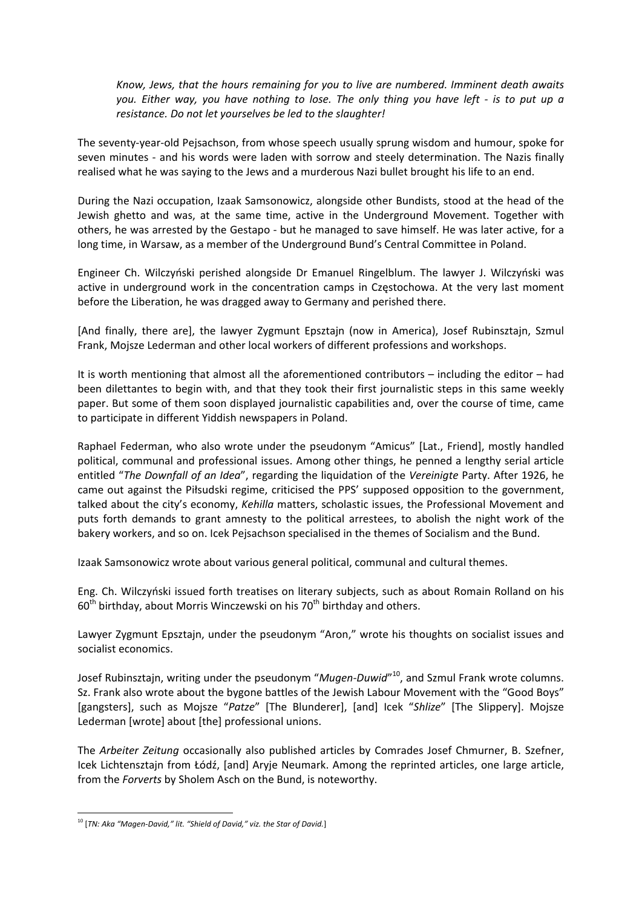*Know, Jews, that the hours remaining for you to live are numbered. Imminent death awaits you. Either way, you have nothing to lose. The only thing you have left - is to put up a resistance. Do not let yourselves be led to the slaughter!*

The seventy-year-old Pejsachson, from whose speech usually sprung wisdom and humour, spoke for seven minutes - and his words were laden with sorrow and steely determination. The Nazis finally realised what he was saying to the Jews and a murderous Nazi bullet brought his life to an end.

During the Nazi occupation, Izaak Samsonowicz, alongside other Bundists, stood at the head of the Jewish ghetto and was, at the same time, active in the Underground Movement. Together with others, he was arrested by the Gestapo - but he managed to save himself. He was later active, for a long time, in Warsaw, as a member of the Underground Bund's Central Committee in Poland.

Engineer Ch. Wilczyński perished alongside Dr Emanuel Ringelblum. The lawyer J. Wilczyński was active in underground work in the concentration camps in Częstochowa. At the very last moment before the Liberation, he was dragged away to Germany and perished there.

[And finally, there are], the lawyer Zygmunt Epsztajn (now in America), Josef Rubinsztajn, Szmul Frank, Mojsze Lederman and other local workers of different professions and workshops.

It is worth mentioning that almost all the aforementioned contributors – including the editor – had been dilettantes to begin with, and that they took their first journalistic steps in this same weekly paper. But some of them soon displayed journalistic capabilities and, over the course of time, came to participate in different Yiddish newspapers in Poland.

Raphael Federman, who also wrote under the pseudonym "Amicus" [Lat., Friend], mostly handled political, communal and professional issues. Among other things, he penned a lengthy serial article entitled "*The Downfall of an Idea*", regarding the liquidation of the *Vereinigte* Party. After 1926, he came out against the Piłsudski regime, criticised the PPS' supposed opposition to the government, talked about the city's economy, *Kehilla* matters, scholastic issues, the Professional Movement and puts forth demands to grant amnesty to the political arrestees, to abolish the night work of the bakery workers, and so on. Icek Pejsachson specialised in the themes of Socialism and the Bund.

Izaak Samsonowicz wrote about various general political, communal and cultural themes.

Eng. Ch. Wilczyński issued forth treatises on literary subjects, such as about Romain Rolland on his 60th birthday, about Morris Winczewski on his 70th birthday and others.

Lawyer Zygmunt Epsztajn, under the pseudonym "Aron," wrote his thoughts on socialist issues and socialist economics.

Josef Rubinsztajn, writing under the pseudonym "*Mugen-Duwid*"[10], and Szmul Frank wrote columns. Sz. Frank also wrote about the bygone battles of the Jewish Labour Movement with the "Good Boys" [gangsters], such as Mojsze "*Patze*" [The Blunderer], [and] Icek "*Shlize*" [The Slippery]. Mojsze Lederman [wrote] about [the] professional unions.

The *Arbeiter Zeitung* occasionally also published articles by Comrades Josef Chmurner, B. Szefner, Icek Lichtensztajn from Łódź, [and] Aryje Neumark. Among the reprinted articles, one large article, from the *Forverts* by Sholem Asch on the Bund, is noteworthy.

---

[10] [*TN: Aka "Magen-David," lit. "Shield of David," viz. the Star of David.*]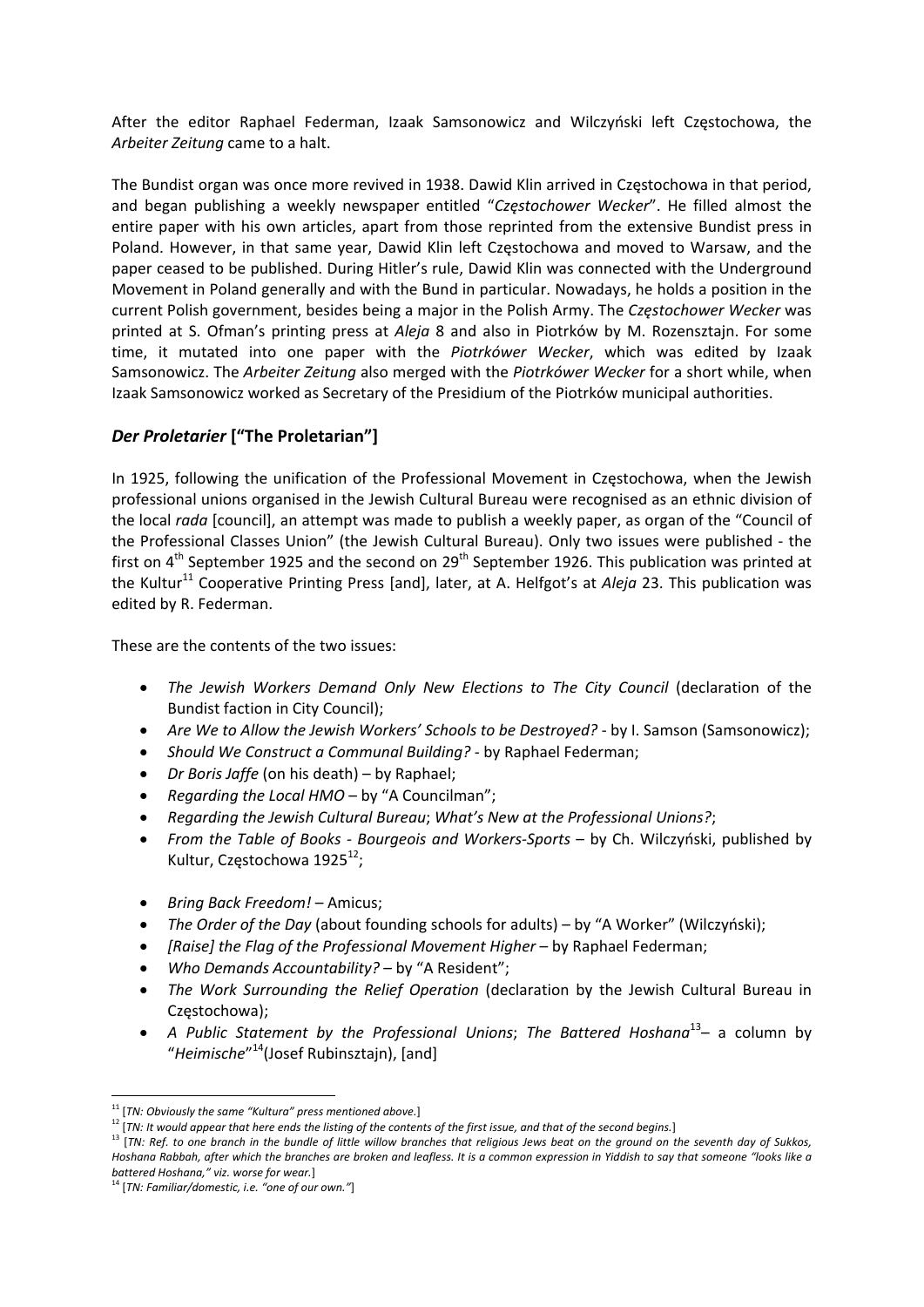After the editor Raphael Federman, Izaak Samsonowicz and Wilczyński left Częstochowa, the *Arbeiter Zeitung* came to a halt.

The Bundist organ was once more revived in 1938. Dawid Klin arrived in Częstochowa in that period, and began publishing a weekly newspaper entitled "*Częstochower Wecker*". He filled almost the entire paper with his own articles, apart from those reprinted from the extensive Bundist press in Poland. However, in that same year, Dawid Klin left Częstochowa and moved to Warsaw, and the paper ceased to be published. During Hitler's rule, Dawid Klin was connected with the Underground Movement in Poland generally and with the Bund in particular. Nowadays, he holds a position in the current Polish government, besides being a major in the Polish Army. The *Częstochower Wecker* was printed at S. Ofman's printing press at *Aleja* 8 and also in Piotrków by M. Rozensztajn. For some time, it mutated into one paper with the *Piotrkówer Wecker*, which was edited by Izaak Samsonowicz. The *Arbeiter Zeitung* also merged with the *Piotrkówer Wecker* for a short while, when Izaak Samsonowicz worked as Secretary of the Presidium of the Piotrków municipal authorities.

## *Der Proletarier* **["The Proletarian"]**

In 1925, following the unification of the Professional Movement in Częstochowa, when the Jewish professional unions organised in the Jewish Cultural Bureau were recognised as an ethnic division of the local *rada* [council], an attempt was made to publish a weekly paper, as organ of the "Council of the Professional Classes Union" (the Jewish Cultural Bureau). Only two issues were published - the first on 4th September 1925 and the second on 29th September 1926. This publication was printed at the Kultur[11] Cooperative Printing Press [and], later, at A. Helfgot's at *Aleja* 23. This publication was edited by R. Federman.

These are the contents of the two issues:

- *The Jewish Workers Demand Only New Elections to The City Council* (declaration of the Bundist faction in City Council);
- *Are We to Allow the Jewish Workers' Schools to be Destroyed?* - by I. Samson (Samsonowicz);
- *Should We Construct a Communal Building?* - by Raphael Federman;
- *Dr Boris Jaffe* (on his death) – by Raphael;
- *Regarding the Local HMO* – by "A Councilman";
- *Regarding the Jewish Cultural Bureau*; *What's New at the Professional Unions?*;
- *From the Table of Books - Bourgeois and Workers-Sports* – by Ch. Wilczyński, published by Kultur, Częstochowa 1925[12];
- *Bring Back Freedom!* – Amicus;
- *The Order of the Day* (about founding schools for adults) – by "A Worker" (Wilczyński);
- *[Raise] the Flag of the Professional Movement Higher* – by Raphael Federman;
- *Who Demands Accountability?* – by "A Resident";
- *The Work Surrounding the Relief Operation* (declaration by the Jewish Cultural Bureau in Częstochowa);
- *A Public Statement by the Professional Unions*; *The Battered Hoshana*[13]– a column by "*Heimische*"[14](Josef Rubinsztajn), [and]

---

[11] [*TN: Obviously the same "Kultura" press mentioned above.*]

[12] [*TN: It would appear that here ends the listing of the contents of the first issue, and that of the second begins.*]

[13] [*TN: Ref. to one branch in the bundle of little willow branches that religious Jews beat on the ground on the seventh day of Sukkos, Hoshana Rabbah, after which the branches are broken and leafless. It is a common expression in Yiddish to say that someone "looks like a battered Hoshana," viz. worse for wear.*]

[14] [*TN: Familiar/domestic, i.e. "one of our own."*]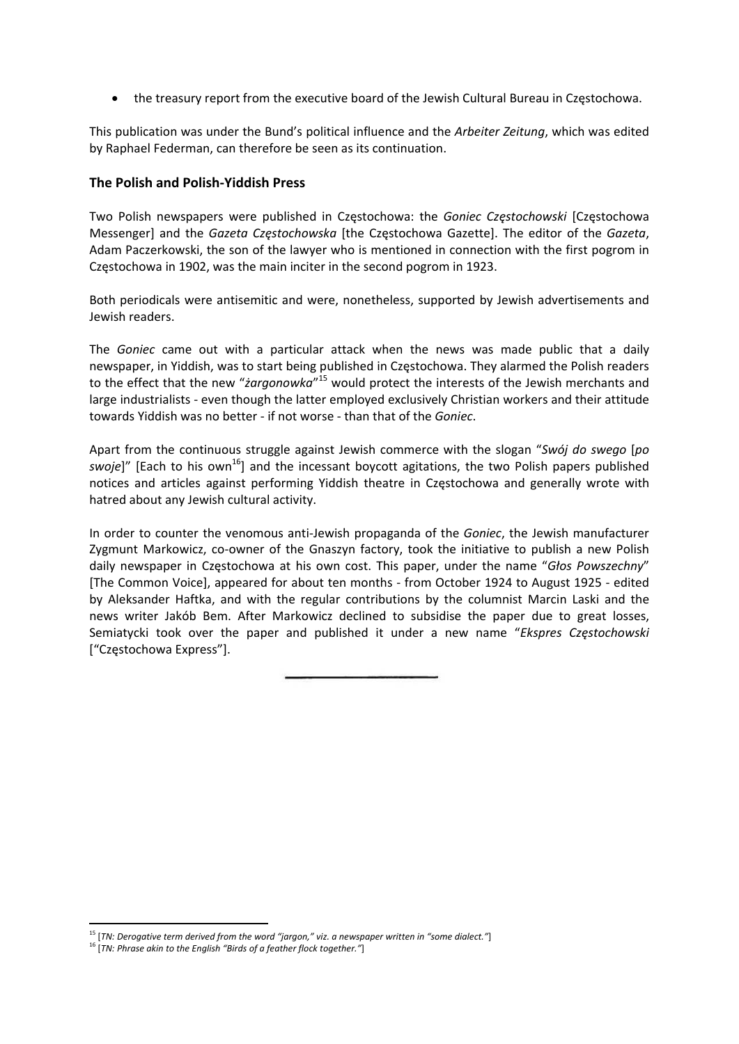- the treasury report from the executive board of the Jewish Cultural Bureau in Częstochowa.

This publication was under the Bund's political influence and the *Arbeiter Zeitung*, which was edited by Raphael Federman, can therefore be seen as its continuation.

### The Polish and Polish-Yiddish Press

Two Polish newspapers were published in Częstochowa: the *Goniec Częstochowski* [Częstochowa Messenger] and the *Gazeta Częstochowska* [the Częstochowa Gazette]. The editor of the *Gazeta*, Adam Paczerkowski, the son of the lawyer who is mentioned in connection with the first pogrom in Częstochowa in 1902, was the main inciter in the second pogrom in 1923.

Both periodicals were antisemitic and were, nonetheless, supported by Jewish advertisements and Jewish readers.

The *Goniec* came out with a particular attack when the news was made public that a daily newspaper, in Yiddish, was to start being published in Częstochowa. They alarmed the Polish readers to the effect that the new "*żargonowka*"[15] would protect the interests of the Jewish merchants and large industrialists - even though the latter employed exclusively Christian workers and their attitude towards Yiddish was no better - if not worse - than that of the *Goniec*.

Apart from the continuous struggle against Jewish commerce with the slogan "*Swój do swego* [*po swoje*]" [Each to his own[16]] and the incessant boycott agitations, the two Polish papers published notices and articles against performing Yiddish theatre in Częstochowa and generally wrote with hatred about any Jewish cultural activity.

In order to counter the venomous anti-Jewish propaganda of the *Goniec*, the Jewish manufacturer Zygmunt Markowicz, co-owner of the Gnaszyn factory, took the initiative to publish a new Polish daily newspaper in Częstochowa at his own cost. This paper, under the name "*Głos Powszechny*" [The Common Voice], appeared for about ten months - from October 1924 to August 1925 - edited by Aleksander Haftka, and with the regular contributions by the columnist Marcin Laski and the news writer Jakób Bem. After Markowicz declined to subsidise the paper due to great losses, Semiatycki took over the paper and published it under a new name "*Ekspres Częstochowski* ["Częstochowa Express"].

---

[15] [*TN: Derogative term derived from the word "jargon," viz. a newspaper written in "some dialect."*]

[16] [*TN: Phrase akin to the English "Birds of a feather flock together."*]